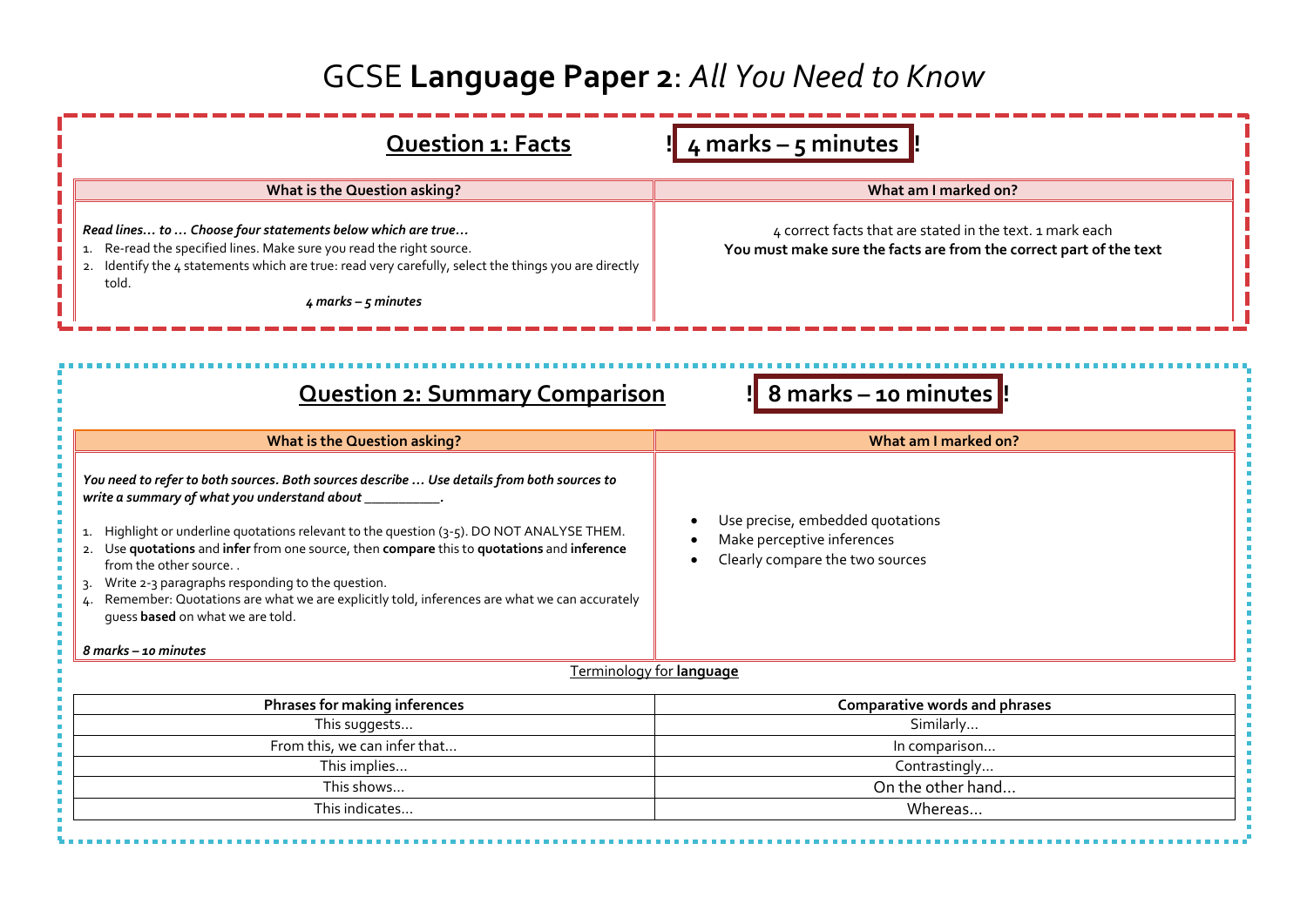# GCSE **Language Paper 2**: *All You Need to Know*

## Question 1: Facts — ! 4 marks – 5 minutes !

| What is the Question asking? | What am I marked on? |
| --- | --- |
| ***Read lines… to … Choose four statements below which are true…*** <br> 1. Re-read the specified lines. Make sure you read the right source. <br> 2. Identify the 4 statements which are true: read very carefully, select the things you are directly told. <br> *4 marks – 5 minutes* | 4 correct facts that are stated in the text. 1 mark each <br> **You must make sure the facts are from the correct part of the text** |

## Question 2: Summary Comparison — ! 8 marks – 10 minutes !

| What is the Question asking? | What am I marked on? |
| --- | --- |
| ***You need to refer to both sources. Both sources describe … Use details from both sources to write a summary of what you understand about \_\_\_\_\_\_\_\_\_\_.*** <br> 1. Highlight or underline quotations relevant to the question (3-5). DO NOT ANALYSE THEM. <br> 2. Use **quotations** and **infer** from one source, then **compare** this to **quotations** and **inference** from the other source. . <br> 3. Write 2-3 paragraphs responding to the question. <br> 4. Remember: Quotations are what we are explicitly told, inferences are what we can accurately guess **based** on what we are told. <br> ***8 marks – 10 minutes*** | • Use precise, embedded quotations <br> • Make perceptive inferences <br> • Clearly compare the two sources |

Terminology for **language**

| Phrases for making inferences | Comparative words and phrases |
| --- | --- |
| This suggests… | Similarly… |
| From this, we can infer that… | In comparison… |
| This implies… | Contrastingly… |
| This shows… | On the other hand… |
| This indicates… | Whereas… |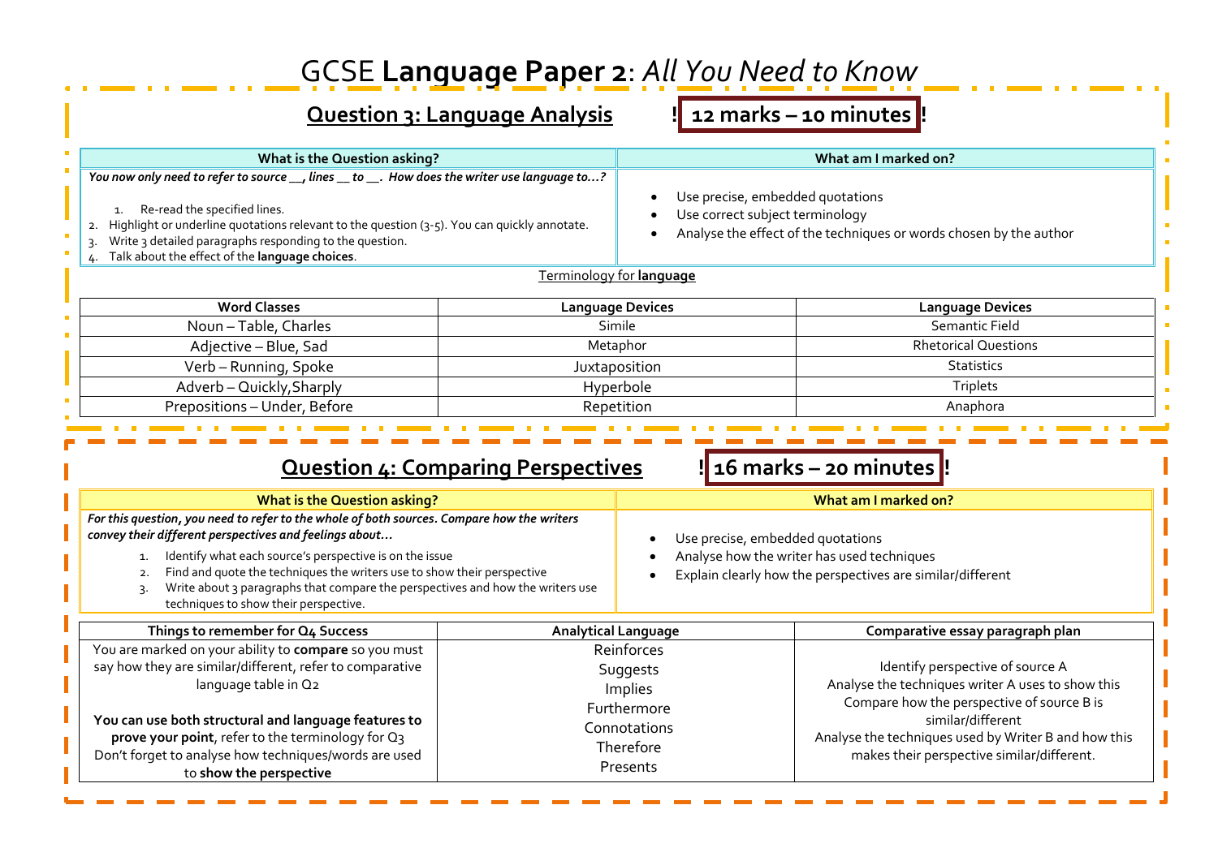# GCSE **Language Paper 2**: *All You Need to Know*

## Question 3: Language Analysis

**! 12 marks – 10 minutes !**

| What is the Question asking? | What am I marked on? |
| --- | --- |
| *You now only need to refer to source \_\_, lines \_\_ to \_\_. How does the writer use language to…?*<br><br>1. Re-read the specified lines.<br>2. Highlight or underline quotations relevant to the question (3-5). You can quickly annotate.<br>3. Write 3 detailed paragraphs responding to the question.<br>4. Talk about the effect of the **language choices**. | • Use precise, embedded quotations<br>• Use correct subject terminology<br>• Analyse the effect of the techniques or words chosen by the author |

Terminology for **language**

| Word Classes | Language Devices | Language Devices |
| --- | --- | --- |
| Noun – Table, Charles | Simile | Semantic Field |
| Adjective – Blue, Sad | Metaphor | Rhetorical Questions |
| Verb – Running, Spoke | Juxtaposition | Statistics |
| Adverb – Quickly,Sharply | Hyperbole | Triplets |
| Prepositions – Under, Before | Repetition | Anaphora |

## Question 4: Comparing Perspectives

**! 16 marks – 20 minutes !**

| What is the Question asking? | What am I marked on? |
| --- | --- |
| ***For this question, you need to refer to the whole of both sources. Compare how the writers convey their different perspectives and feelings about…***<br><br>1. Identify what each source's perspective is on the issue<br>2. Find and quote the techniques the writers use to show their perspective<br>3. Write about 3 paragraphs that compare the perspectives and how the writers use techniques to show their perspective. | • Use precise, embedded quotations<br>• Analyse how the writer has used techniques<br>• Explain clearly how the perspectives are similar/different |

| Things to remember for Q4 Success | Analytical Language | Comparative essay paragraph plan |
| --- | --- | --- |
| You are marked on your ability to **compare** so you must say how they are similar/different, refer to comparative language table in Q2<br><br>**You can use both structural and language features to prove your point**, refer to the terminology for Q3<br>Don't forget to analyse how techniques/words are used to **show the perspective** | Reinforces<br>Suggests<br>Implies<br>Furthermore<br>Connotations<br>Therefore<br>Presents | Identify perspective of source A<br>Analyse the techniques writer A uses to show this<br>Compare how the perspective of source B is similar/different<br>Analyse the techniques used by Writer B and how this makes their perspective similar/different. |